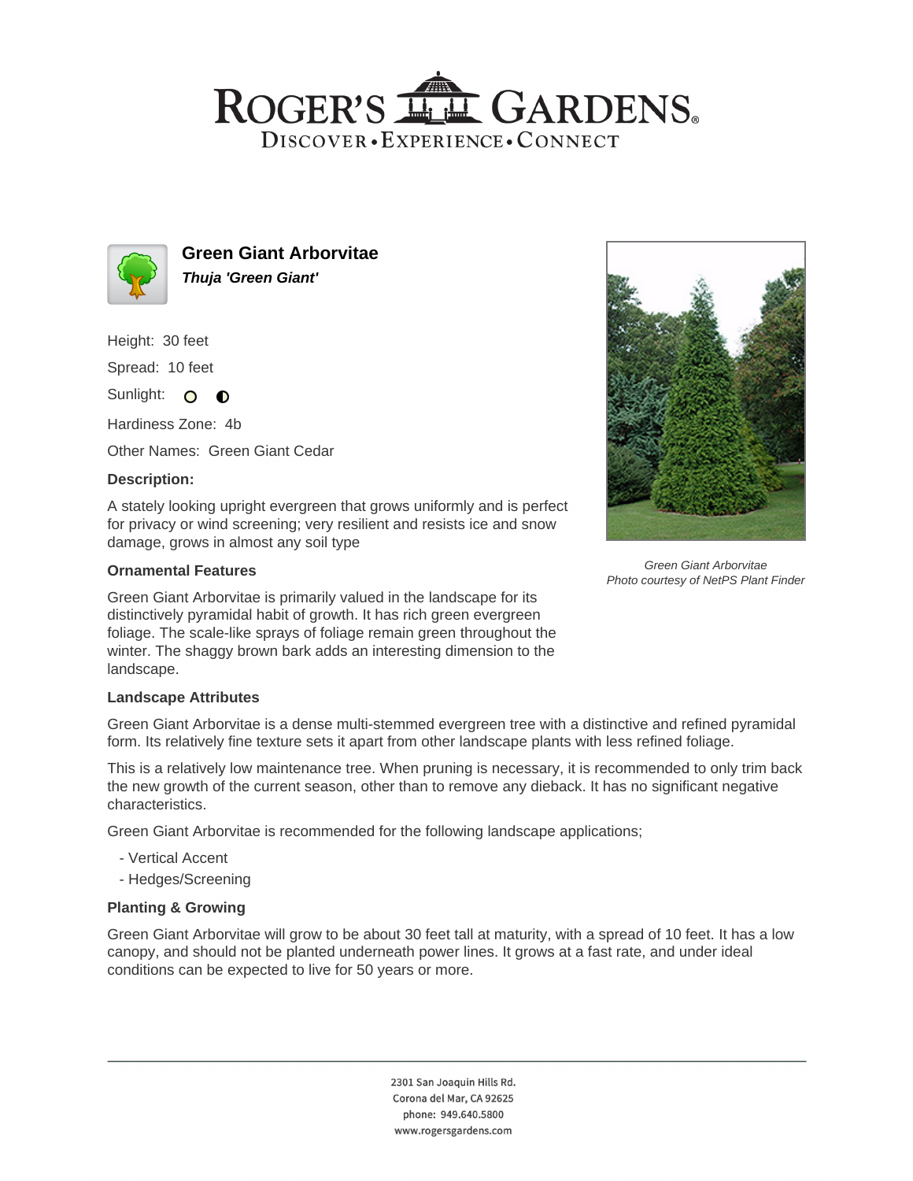# Green Giant Arborvitae

***Thuja 'Green Giant'***

Height: 30 feet

Spread: 10 feet

Sunlight: ○ ◐

Hardiness Zone: 4b

Other Names: Green Giant Cedar

### Description:

A stately looking upright evergreen that grows uniformly and is perfect for privacy or wind screening; very resilient and resists ice and snow damage, grows in almost any soil type

*Green Giant Arborvitae*
*Photo courtesy of NetPS Plant Finder*

### Ornamental Features

Green Giant Arborvitae is primarily valued in the landscape for its distinctively pyramidal habit of growth. It has rich green evergreen foliage. The scale-like sprays of foliage remain green throughout the winter. The shaggy brown bark adds an interesting dimension to the landscape.

### Landscape Attributes

Green Giant Arborvitae is a dense multi-stemmed evergreen tree with a distinctive and refined pyramidal form. Its relatively fine texture sets it apart from other landscape plants with less refined foliage.

This is a relatively low maintenance tree. When pruning is necessary, it is recommended to only trim back the new growth of the current season, other than to remove any dieback. It has no significant negative characteristics.

Green Giant Arborvitae is recommended for the following landscape applications;

- Vertical Accent
- Hedges/Screening

### Planting & Growing

Green Giant Arborvitae will grow to be about 30 feet tall at maturity, with a spread of 10 feet. It has a low canopy, and should not be planted underneath power lines. It grows at a fast rate, and under ideal conditions can be expected to live for 50 years or more.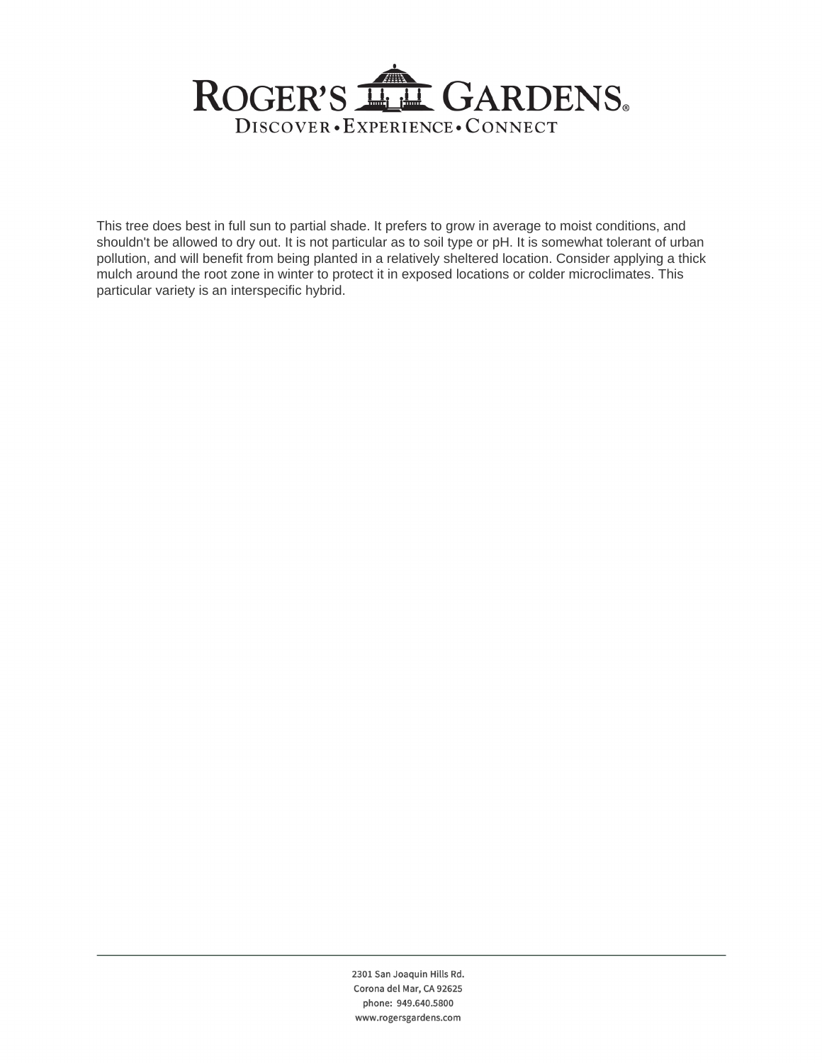This tree does best in full sun to partial shade. It prefers to grow in average to moist conditions, and shouldn't be allowed to dry out. It is not particular as to soil type or pH. It is somewhat tolerant of urban pollution, and will benefit from being planted in a relatively sheltered location. Consider applying a thick mulch around the root zone in winter to protect it in exposed locations or colder microclimates. This particular variety is an interspecific hybrid.